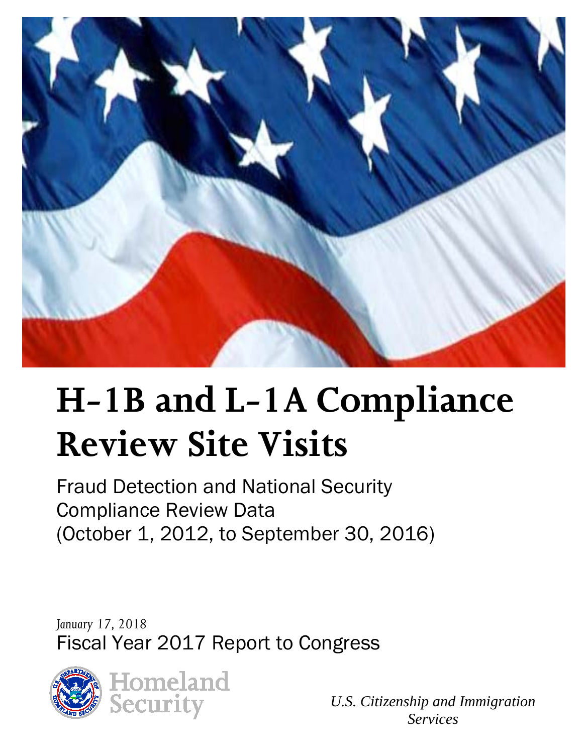# H-1B and L-1A Compliance Review Site Visits

Fraud Detection and National Security Compliance Review Data (October 1, 2012, to September 30, 2016)

*January 17, 2018*

Fiscal Year 2017 Report to Congress

Homeland Security

*U.S. Citizenship and Immigration Services*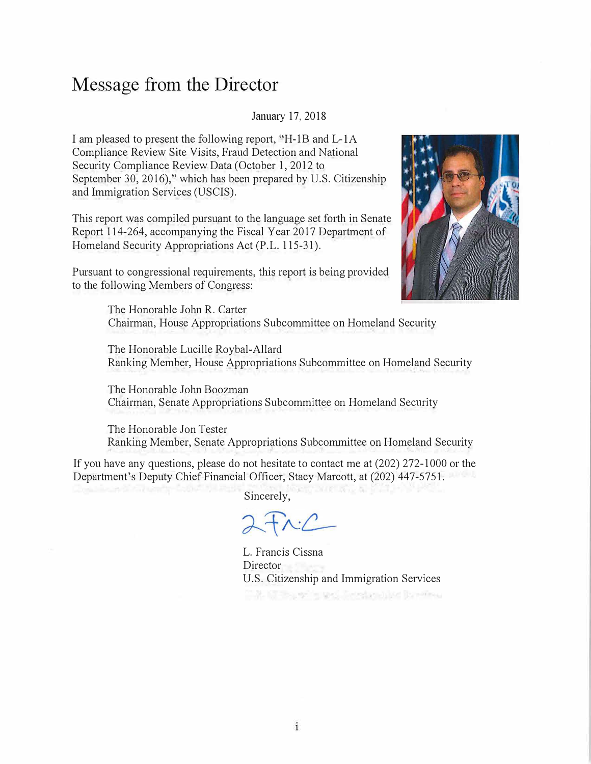# Message from the Director

January 17, 2018

I am pleased to present the following report, "H-1B and L-1A Compliance Review Site Visits, Fraud Detection and National Security Compliance Review Data (October 1, 2012 to September 30, 2016)," which has been prepared by U.S. Citizenship and Immigration Services (USCIS).

This report was compiled pursuant to the language set forth in Senate Report 114-264, accompanying the Fiscal Year 2017 Department of Homeland Security Appropriations Act (P.L. 115-31).

Pursuant to congressional requirements, this report is being provided to the following Members of Congress:

The Honorable John R. Carter
Chairman, House Appropriations Subcommittee on Homeland Security

The Honorable Lucille Roybal-Allard
Ranking Member, House Appropriations Subcommittee on Homeland Security

The Honorable John Boozman
Chairman, Senate Appropriations Subcommittee on Homeland Security

The Honorable Jon Tester
Ranking Member, Senate Appropriations Subcommittee on Homeland Security

If you have any questions, please do not hesitate to contact me at (202) 272-1000 or the Department's Deputy Chief Financial Officer, Stacy Marcott, at (202) 447-5751.

Sincerely,

L. Francis Cissna
Director
U.S. Citizenship and Immigration Services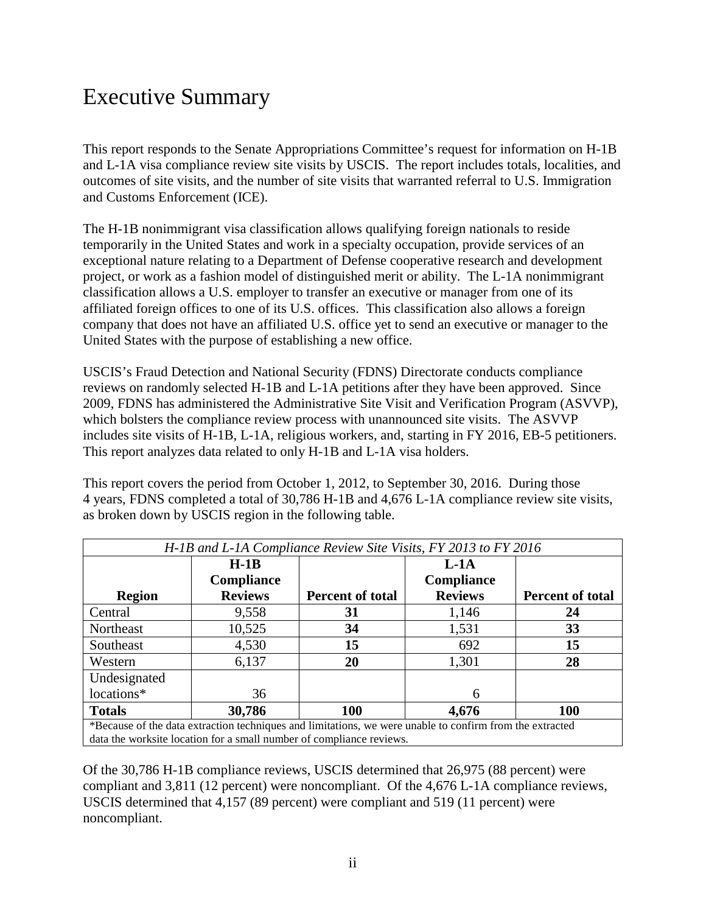# Executive Summary

This report responds to the Senate Appropriations Committee's request for information on H-1B and L-1A visa compliance review site visits by USCIS. The report includes totals, localities, and outcomes of site visits, and the number of site visits that warranted referral to U.S. Immigration and Customs Enforcement (ICE).

The H-1B nonimmigrant visa classification allows qualifying foreign nationals to reside temporarily in the United States and work in a specialty occupation, provide services of an exceptional nature relating to a Department of Defense cooperative research and development project, or work as a fashion model of distinguished merit or ability. The L-1A nonimmigrant classification allows a U.S. employer to transfer an executive or manager from one of its affiliated foreign offices to one of its U.S. offices. This classification also allows a foreign company that does not have an affiliated U.S. office yet to send an executive or manager to the United States with the purpose of establishing a new office.

USCIS's Fraud Detection and National Security (FDNS) Directorate conducts compliance reviews on randomly selected H-1B and L-1A petitions after they have been approved. Since 2009, FDNS has administered the Administrative Site Visit and Verification Program (ASVVP), which bolsters the compliance review process with unannounced site visits. The ASVVP includes site visits of H-1B, L-1A, religious workers, and, starting in FY 2016, EB-5 petitioners. This report analyzes data related to only H-1B and L-1A visa holders.

This report covers the period from October 1, 2012, to September 30, 2016. During those 4 years, FDNS completed a total of 30,786 H-1B and 4,676 L-1A compliance review site visits, as broken down by USCIS region in the following table.

*H-1B and L-1A Compliance Review Site Visits, FY 2013 to FY 2016*

| Region | H-1B Compliance Reviews | Percent of total | L-1A Compliance Reviews | Percent of total |
|---|---|---|---|---|
| Central | 9,558 | **31** | 1,146 | **24** |
| Northeast | 10,525 | **34** | 1,531 | **33** |
| Southeast | 4,530 | **15** | 692 | **15** |
| Western | 6,137 | **20** | 1,301 | **28** |
| Undesignated locations* | 36 | | 6 | |
| **Totals** | **30,786** | **100** | **4,676** | **100** |

*Because of the data extraction techniques and limitations, we were unable to confirm from the extracted data the worksite location for a small number of compliance reviews.

Of the 30,786 H-1B compliance reviews, USCIS determined that 26,975 (88 percent) were compliant and 3,811 (12 percent) were noncompliant. Of the 4,676 L-1A compliance reviews, USCIS determined that 4,157 (89 percent) were compliant and 519 (11 percent) were noncompliant.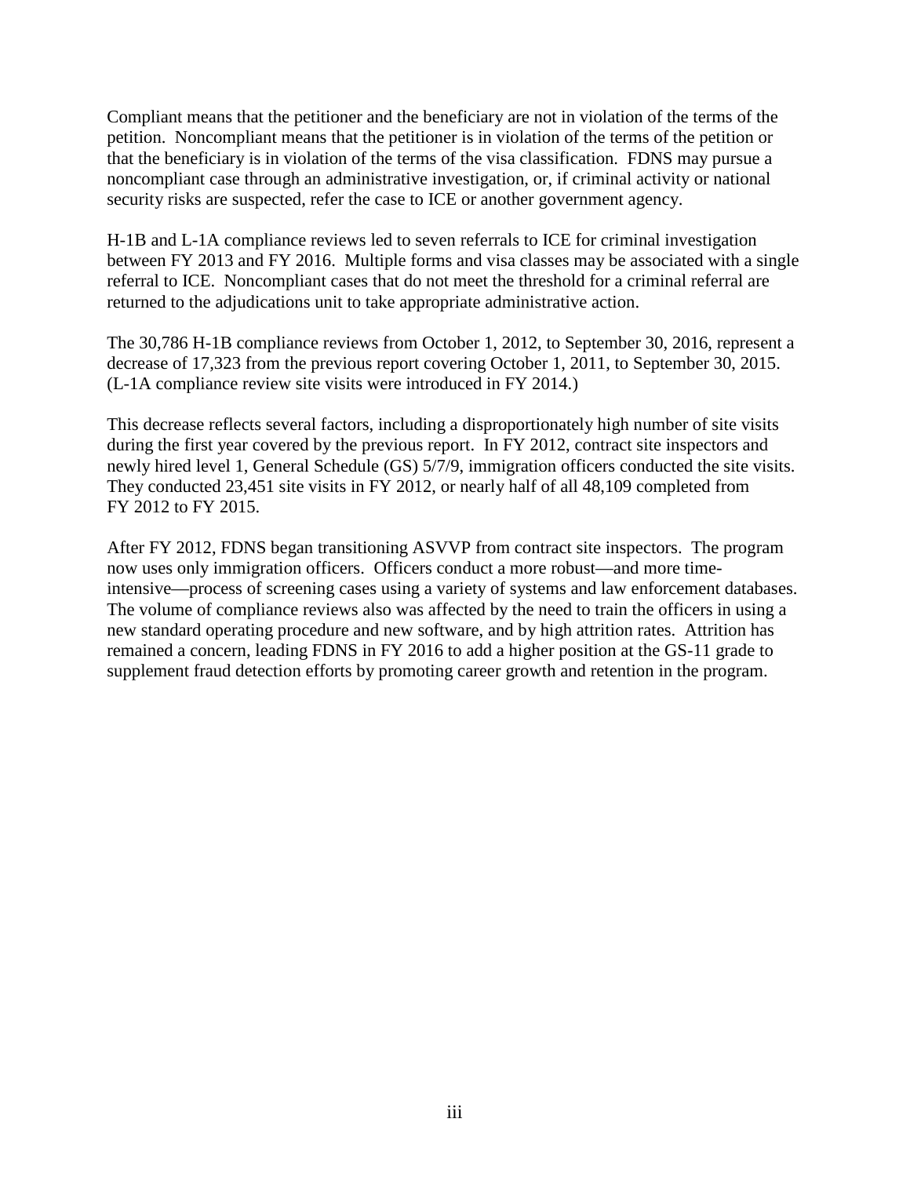Compliant means that the petitioner and the beneficiary are not in violation of the terms of the petition. Noncompliant means that the petitioner is in violation of the terms of the petition or that the beneficiary is in violation of the terms of the visa classification. FDNS may pursue a noncompliant case through an administrative investigation, or, if criminal activity or national security risks are suspected, refer the case to ICE or another government agency.

H-1B and L-1A compliance reviews led to seven referrals to ICE for criminal investigation between FY 2013 and FY 2016. Multiple forms and visa classes may be associated with a single referral to ICE. Noncompliant cases that do not meet the threshold for a criminal referral are returned to the adjudications unit to take appropriate administrative action.

The 30,786 H-1B compliance reviews from October 1, 2012, to September 30, 2016, represent a decrease of 17,323 from the previous report covering October 1, 2011, to September 30, 2015. (L-1A compliance review site visits were introduced in FY 2014.)

This decrease reflects several factors, including a disproportionately high number of site visits during the first year covered by the previous report. In FY 2012, contract site inspectors and newly hired level 1, General Schedule (GS) 5/7/9, immigration officers conducted the site visits. They conducted 23,451 site visits in FY 2012, or nearly half of all 48,109 completed from FY 2012 to FY 2015.

After FY 2012, FDNS began transitioning ASVVP from contract site inspectors. The program now uses only immigration officers. Officers conduct a more robust—and more time-intensive—process of screening cases using a variety of systems and law enforcement databases. The volume of compliance reviews also was affected by the need to train the officers in using a new standard operating procedure and new software, and by high attrition rates. Attrition has remained a concern, leading FDNS in FY 2016 to add a higher position at the GS-11 grade to supplement fraud detection efforts by promoting career growth and retention in the program.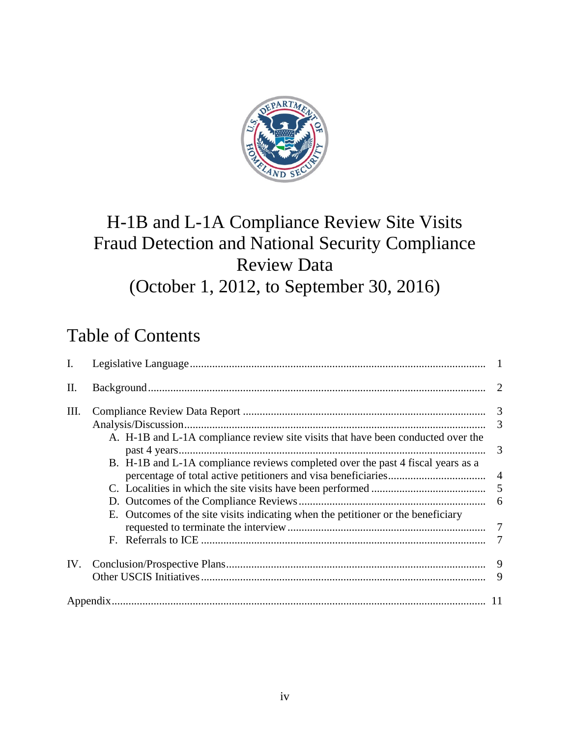# H-1B and L-1A Compliance Review Site Visits Fraud Detection and National Security Compliance Review Data (October 1, 2012, to September 30, 2016)

## Table of Contents

| | | |
|---|---|---|
| I. | Legislative Language | 1 |
| II. | Background | 2 |
| III. | Compliance Review Data Report | 3 |
| | Analysis/Discussion | 3 |
| | A. H-1B and L-1A compliance review site visits that have been conducted over the past 4 years | 3 |
| | B. H-1B and L-1A compliance reviews completed over the past 4 fiscal years as a percentage of total active petitioners and visa beneficiaries | 4 |
| | C. Localities in which the site visits have been performed | 5 |
| | D. Outcomes of the Compliance Reviews | 6 |
| | E. Outcomes of the site visits indicating when the petitioner or the beneficiary requested to terminate the interview | 7 |
| | F. Referrals to ICE | 7 |
| IV. | Conclusion/Prospective Plans | 9 |
| | Other USCIS Initiatives | 9 |
| | Appendix | 11 |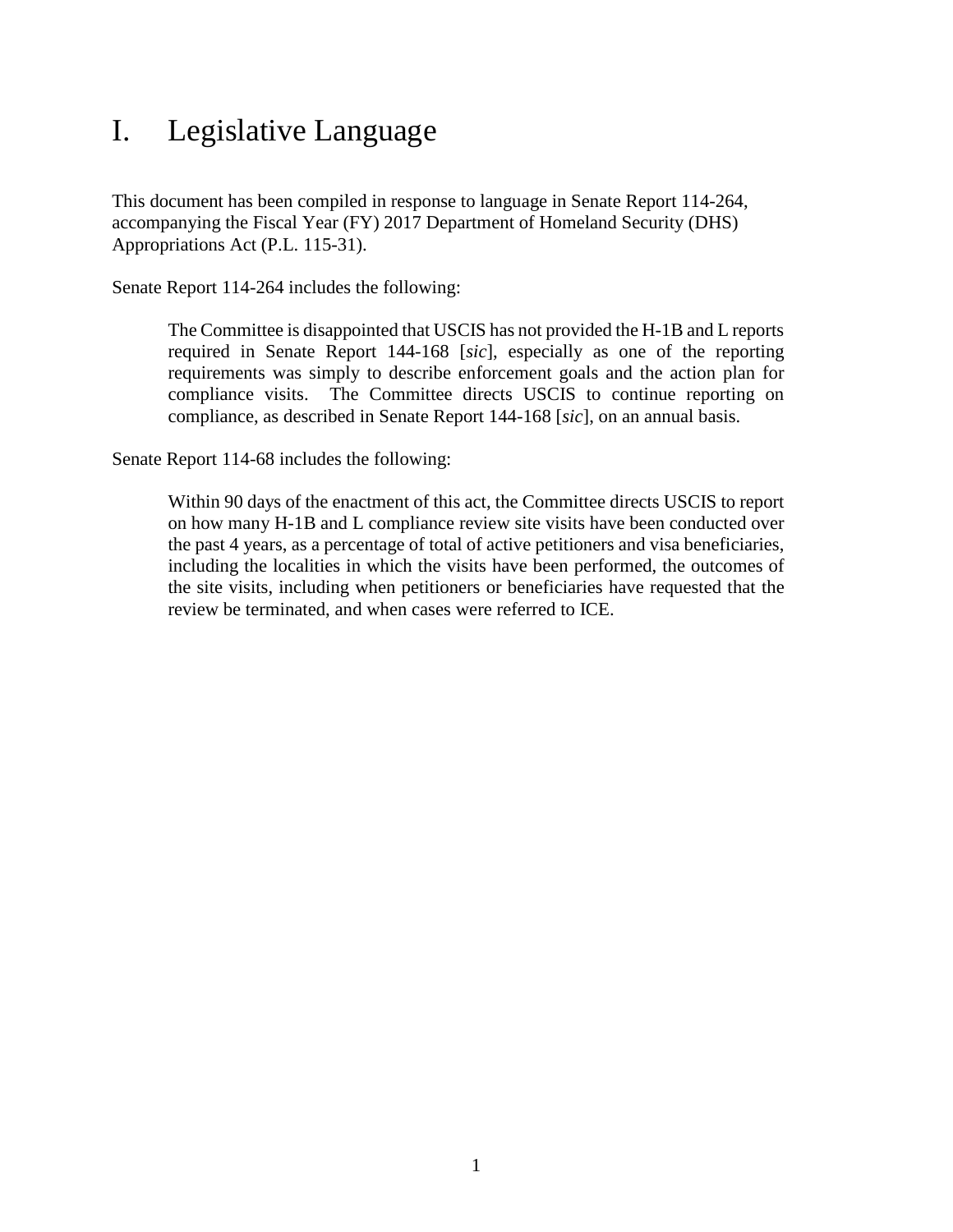# I. Legislative Language

This document has been compiled in response to language in Senate Report 114-264, accompanying the Fiscal Year (FY) 2017 Department of Homeland Security (DHS) Appropriations Act (P.L. 115-31).

Senate Report 114-264 includes the following:

> The Committee is disappointed that USCIS has not provided the H-1B and L reports required in Senate Report 144-168 [*sic*], especially as one of the reporting requirements was simply to describe enforcement goals and the action plan for compliance visits. The Committee directs USCIS to continue reporting on compliance, as described in Senate Report 144-168 [*sic*], on an annual basis.

Senate Report 114-68 includes the following:

> Within 90 days of the enactment of this act, the Committee directs USCIS to report on how many H-1B and L compliance review site visits have been conducted over the past 4 years, as a percentage of total of active petitioners and visa beneficiaries, including the localities in which the visits have been performed, the outcomes of the site visits, including when petitioners or beneficiaries have requested that the review be terminated, and when cases were referred to ICE.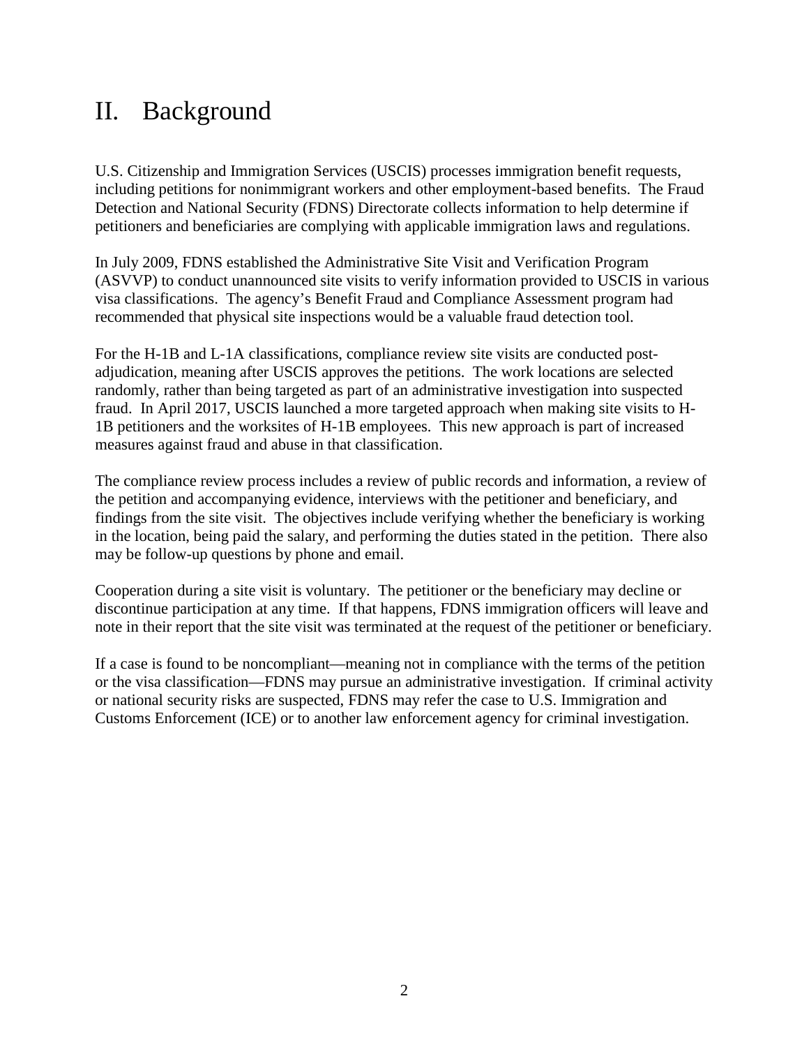# II. Background

U.S. Citizenship and Immigration Services (USCIS) processes immigration benefit requests, including petitions for nonimmigrant workers and other employment-based benefits. The Fraud Detection and National Security (FDNS) Directorate collects information to help determine if petitioners and beneficiaries are complying with applicable immigration laws and regulations.

In July 2009, FDNS established the Administrative Site Visit and Verification Program (ASVVP) to conduct unannounced site visits to verify information provided to USCIS in various visa classifications. The agency's Benefit Fraud and Compliance Assessment program had recommended that physical site inspections would be a valuable fraud detection tool.

For the H-1B and L-1A classifications, compliance review site visits are conducted post-adjudication, meaning after USCIS approves the petitions. The work locations are selected randomly, rather than being targeted as part of an administrative investigation into suspected fraud. In April 2017, USCIS launched a more targeted approach when making site visits to H-1B petitioners and the worksites of H-1B employees. This new approach is part of increased measures against fraud and abuse in that classification.

The compliance review process includes a review of public records and information, a review of the petition and accompanying evidence, interviews with the petitioner and beneficiary, and findings from the site visit. The objectives include verifying whether the beneficiary is working in the location, being paid the salary, and performing the duties stated in the petition. There also may be follow-up questions by phone and email.

Cooperation during a site visit is voluntary. The petitioner or the beneficiary may decline or discontinue participation at any time. If that happens, FDNS immigration officers will leave and note in their report that the site visit was terminated at the request of the petitioner or beneficiary.

If a case is found to be noncompliant—meaning not in compliance with the terms of the petition or the visa classification—FDNS may pursue an administrative investigation. If criminal activity or national security risks are suspected, FDNS may refer the case to U.S. Immigration and Customs Enforcement (ICE) or to another law enforcement agency for criminal investigation.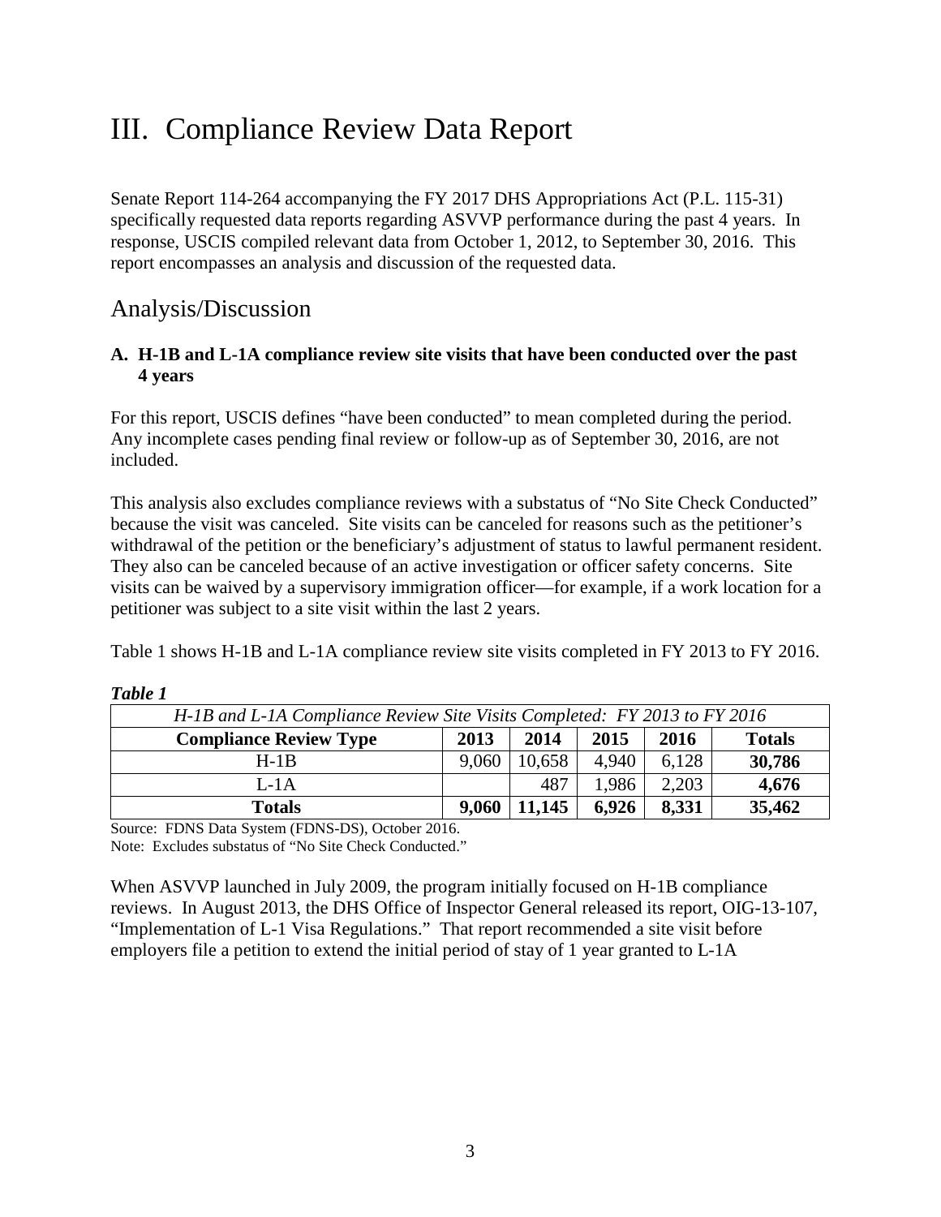# III. Compliance Review Data Report

Senate Report 114-264 accompanying the FY 2017 DHS Appropriations Act (P.L. 115-31) specifically requested data reports regarding ASVVP performance during the past 4 years. In response, USCIS compiled relevant data from October 1, 2012, to September 30, 2016. This report encompasses an analysis and discussion of the requested data.

## Analysis/Discussion

**A. H-1B and L-1A compliance review site visits that have been conducted over the past 4 years**

For this report, USCIS defines "have been conducted" to mean completed during the period. Any incomplete cases pending final review or follow-up as of September 30, 2016, are not included.

This analysis also excludes compliance reviews with a substatus of "No Site Check Conducted" because the visit was canceled. Site visits can be canceled for reasons such as the petitioner's withdrawal of the petition or the beneficiary's adjustment of status to lawful permanent resident. They also can be canceled because of an active investigation or officer safety concerns. Site visits can be waived by a supervisory immigration officer—for example, if a work location for a petitioner was subject to a site visit within the last 2 years.

Table 1 shows H-1B and L-1A compliance review site visits completed in FY 2013 to FY 2016.

***Table 1***

| *H-1B and L-1A Compliance Review Site Visits Completed: FY 2013 to FY 2016* | | | | | |
|---|---|---|---|---|---|
| **Compliance Review Type** | **2013** | **2014** | **2015** | **2016** | **Totals** |
| H-1B | 9,060 | 10,658 | 4,940 | 6,128 | **30,786** |
| L-1A | | 487 | 1,986 | 2,203 | **4,676** |
| **Totals** | **9,060** | **11,145** | **6,926** | **8,331** | **35,462** |

Source: FDNS Data System (FDNS-DS), October 2016.
Note: Excludes substatus of "No Site Check Conducted."

When ASVVP launched in July 2009, the program initially focused on H-1B compliance reviews. In August 2013, the DHS Office of Inspector General released its report, OIG-13-107, "Implementation of L-1 Visa Regulations." That report recommended a site visit before employers file a petition to extend the initial period of stay of 1 year granted to L-1A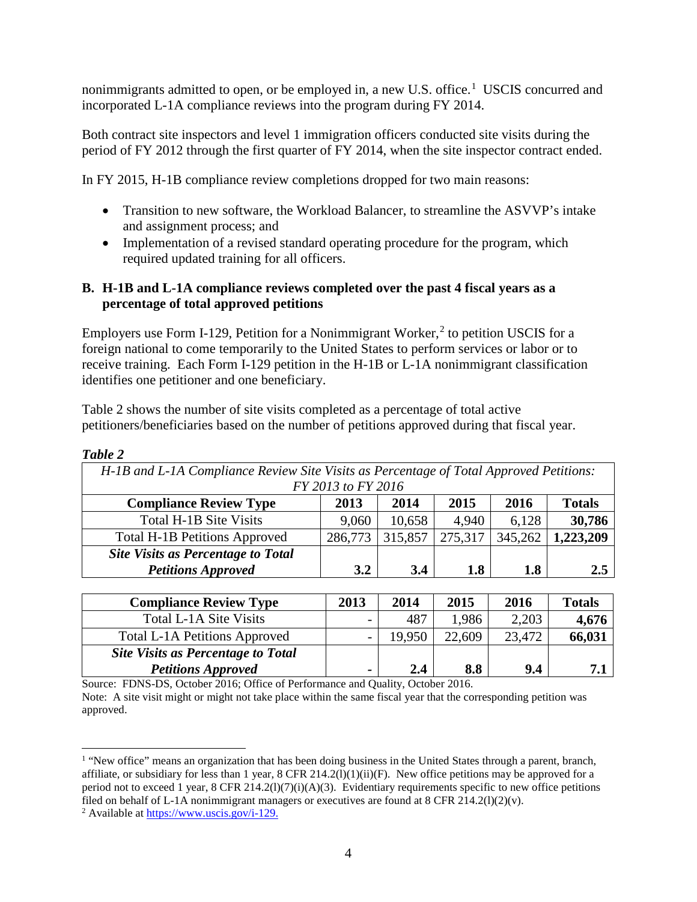nonimmigrants admitted to open, or be employed in, a new U.S. office.[1] USCIS concurred and incorporated L-1A compliance reviews into the program during FY 2014.

Both contract site inspectors and level 1 immigration officers conducted site visits during the period of FY 2012 through the first quarter of FY 2014, when the site inspector contract ended.

In FY 2015, H-1B compliance review completions dropped for two main reasons:

- Transition to new software, the Workload Balancer, to streamline the ASVVP's intake and assignment process; and
- Implementation of a revised standard operating procedure for the program, which required updated training for all officers.

### B. H-1B and L-1A compliance reviews completed over the past 4 fiscal years as a percentage of total approved petitions

Employers use Form I-129, Petition for a Nonimmigrant Worker,[2] to petition USCIS for a foreign national to come temporarily to the United States to perform services or labor or to receive training. Each Form I-129 petition in the H-1B or L-1A nonimmigrant classification identifies one petitioner and one beneficiary.

Table 2 shows the number of site visits completed as a percentage of total active petitioners/beneficiaries based on the number of petitions approved during that fiscal year.

***Table 2***

*H-1B and L-1A Compliance Review Site Visits as Percentage of Total Approved Petitions: FY 2013 to FY 2016*

| Compliance Review Type | 2013 | 2014 | 2015 | 2016 | Totals |
|---|---|---|---|---|---|
| Total H-1B Site Visits | 9,060 | 10,658 | 4,940 | 6,128 | **30,786** |
| Total H-1B Petitions Approved | 286,773 | 315,857 | 275,317 | 345,262 | **1,223,209** |
| ***Site Visits as Percentage to Total Petitions Approved*** | **3.2** | **3.4** | **1.8** | **1.8** | **2.5** |

| Compliance Review Type | 2013 | 2014 | 2015 | 2016 | Totals |
|---|---|---|---|---|---|
| Total L-1A Site Visits | - | 487 | 1,986 | 2,203 | **4,676** |
| Total L-1A Petitions Approved | - | 19,950 | 22,609 | 23,472 | **66,031** |
| ***Site Visits as Percentage to Total Petitions Approved*** | **-** | **2.4** | **8.8** | **9.4** | **7.1** |

Source: FDNS-DS, October 2016; Office of Performance and Quality, October 2016.

Note: A site visit might or might not take place within the same fiscal year that the corresponding petition was approved.

---

[1] "New office" means an organization that has been doing business in the United States through a parent, branch, affiliate, or subsidiary for less than 1 year, 8 CFR 214.2(l)(1)(ii)(F). New office petitions may be approved for a period not to exceed 1 year, 8 CFR 214.2(l)(7)(i)(A)(3). Evidentiary requirements specific to new office petitions filed on behalf of L-1A nonimmigrant managers or executives are found at 8 CFR 214.2(l)(2)(v).

[2] Available at https://www.uscis.gov/i-129.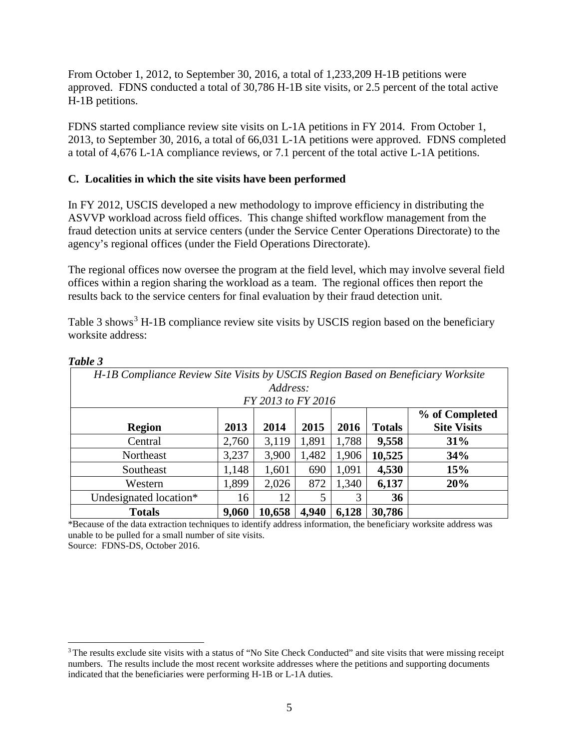From October 1, 2012, to September 30, 2016, a total of 1,233,209 H-1B petitions were approved. FDNS conducted a total of 30,786 H-1B site visits, or 2.5 percent of the total active H-1B petitions.

FDNS started compliance review site visits on L-1A petitions in FY 2014. From October 1, 2013, to September 30, 2016, a total of 66,031 L-1A petitions were approved. FDNS completed a total of 4,676 L-1A compliance reviews, or 7.1 percent of the total active L-1A petitions.

### C. Localities in which the site visits have been performed

In FY 2012, USCIS developed a new methodology to improve efficiency in distributing the ASVVP workload across field offices. This change shifted workflow management from the fraud detection units at service centers (under the Service Center Operations Directorate) to the agency's regional offices (under the Field Operations Directorate).

The regional offices now oversee the program at the field level, which may involve several field offices within a region sharing the workload as a team. The regional offices then report the results back to the service centers for final evaluation by their fraud detection unit.

Table 3 shows[3] H-1B compliance review site visits by USCIS region based on the beneficiary worksite address:

***Table 3***

*H-1B Compliance Review Site Visits by USCIS Region Based on Beneficiary Worksite Address: FY 2013 to FY 2016*

| Region | 2013 | 2014 | 2015 | 2016 | Totals | % of Completed Site Visits |
|---|---|---|---|---|---|---|
| Central | 2,760 | 3,119 | 1,891 | 1,788 | **9,558** | **31%** |
| Northeast | 3,237 | 3,900 | 1,482 | 1,906 | **10,525** | **34%** |
| Southeast | 1,148 | 1,601 | 690 | 1,091 | **4,530** | **15%** |
| Western | 1,899 | 2,026 | 872 | 1,340 | **6,137** | **20%** |
| Undesignated location* | 16 | 12 | 5 | 3 | **36** | |
| **Totals** | **9,060** | **10,658** | **4,940** | **6,128** | **30,786** | |

*Because of the data extraction techniques to identify address information, the beneficiary worksite address was unable to be pulled for a small number of site visits.
Source: FDNS-DS, October 2016.

[3] The results exclude site visits with a status of "No Site Check Conducted" and site visits that were missing receipt numbers. The results include the most recent worksite addresses where the petitions and supporting documents indicated that the beneficiaries were performing H-1B or L-1A duties.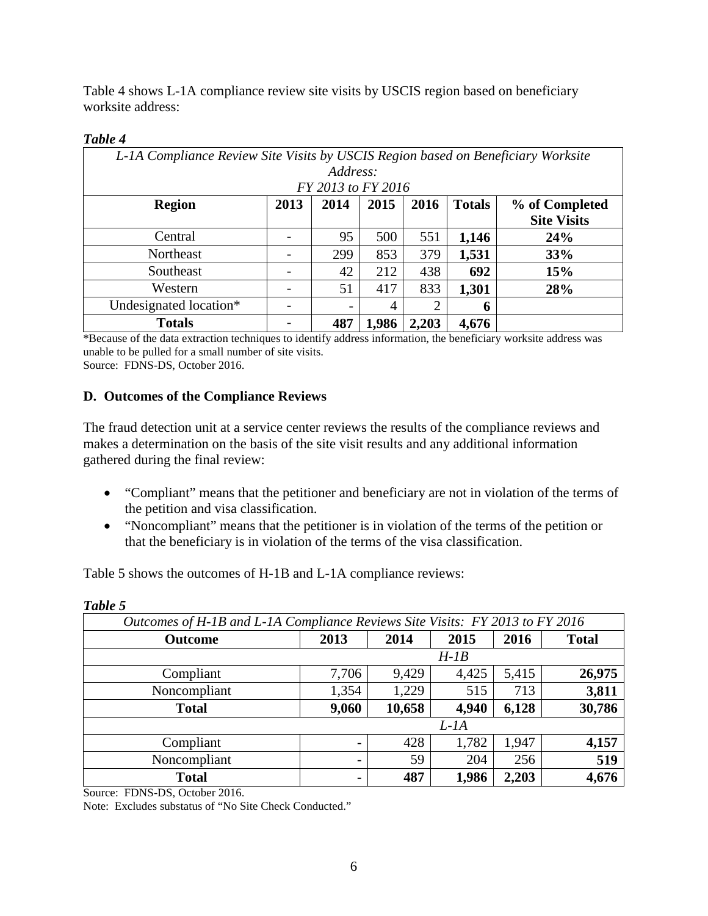Table 4 shows L-1A compliance review site visits by USCIS region based on beneficiary worksite address:

***Table 4***

| *L-1A Compliance Review Site Visits by USCIS Region based on Beneficiary Worksite Address: FY 2013 to FY 2016* | | | | | | |
|---|---|---|---|---|---|---|
| **Region** | **2013** | **2014** | **2015** | **2016** | **Totals** | **% of Completed Site Visits** |
| Central | - | 95 | 500 | 551 | **1,146** | **24%** |
| Northeast | - | 299 | 853 | 379 | **1,531** | **33%** |
| Southeast | - | 42 | 212 | 438 | **692** | **15%** |
| Western | - | 51 | 417 | 833 | **1,301** | **28%** |
| Undesignated location* | - | - | 4 | 2 | **6** | |
| **Totals** | - | **487** | **1,986** | **2,203** | **4,676** | |

*Because of the data extraction techniques to identify address information, the beneficiary worksite address was unable to be pulled for a small number of site visits.
Source: FDNS-DS, October 2016.

### D. Outcomes of the Compliance Reviews

The fraud detection unit at a service center reviews the results of the compliance reviews and makes a determination on the basis of the site visit results and any additional information gathered during the final review:

- "Compliant" means that the petitioner and beneficiary are not in violation of the terms of the petition and visa classification.
- "Noncompliant" means that the petitioner is in violation of the terms of the petition or that the beneficiary is in violation of the terms of the visa classification.

Table 5 shows the outcomes of H-1B and L-1A compliance reviews:

***Table 5***

| *Outcomes of H-1B and L-1A Compliance Reviews Site Visits: FY 2013 to FY 2016* | | | | | |
|---|---|---|---|---|---|
| **Outcome** | **2013** | **2014** | **2015** | **2016** | **Total** |
| *H-1B* | | | | | |
| Compliant | 7,706 | 9,429 | 4,425 | 5,415 | **26,975** |
| Noncompliant | 1,354 | 1,229 | 515 | 713 | **3,811** |
| **Total** | **9,060** | **10,658** | **4,940** | **6,128** | **30,786** |
| *L-1A* | | | | | |
| Compliant | - | 428 | 1,782 | 1,947 | **4,157** |
| Noncompliant | - | 59 | 204 | 256 | **519** |
| **Total** | **-** | **487** | **1,986** | **2,203** | **4,676** |

Source: FDNS-DS, October 2016.
Note: Excludes substatus of "No Site Check Conducted."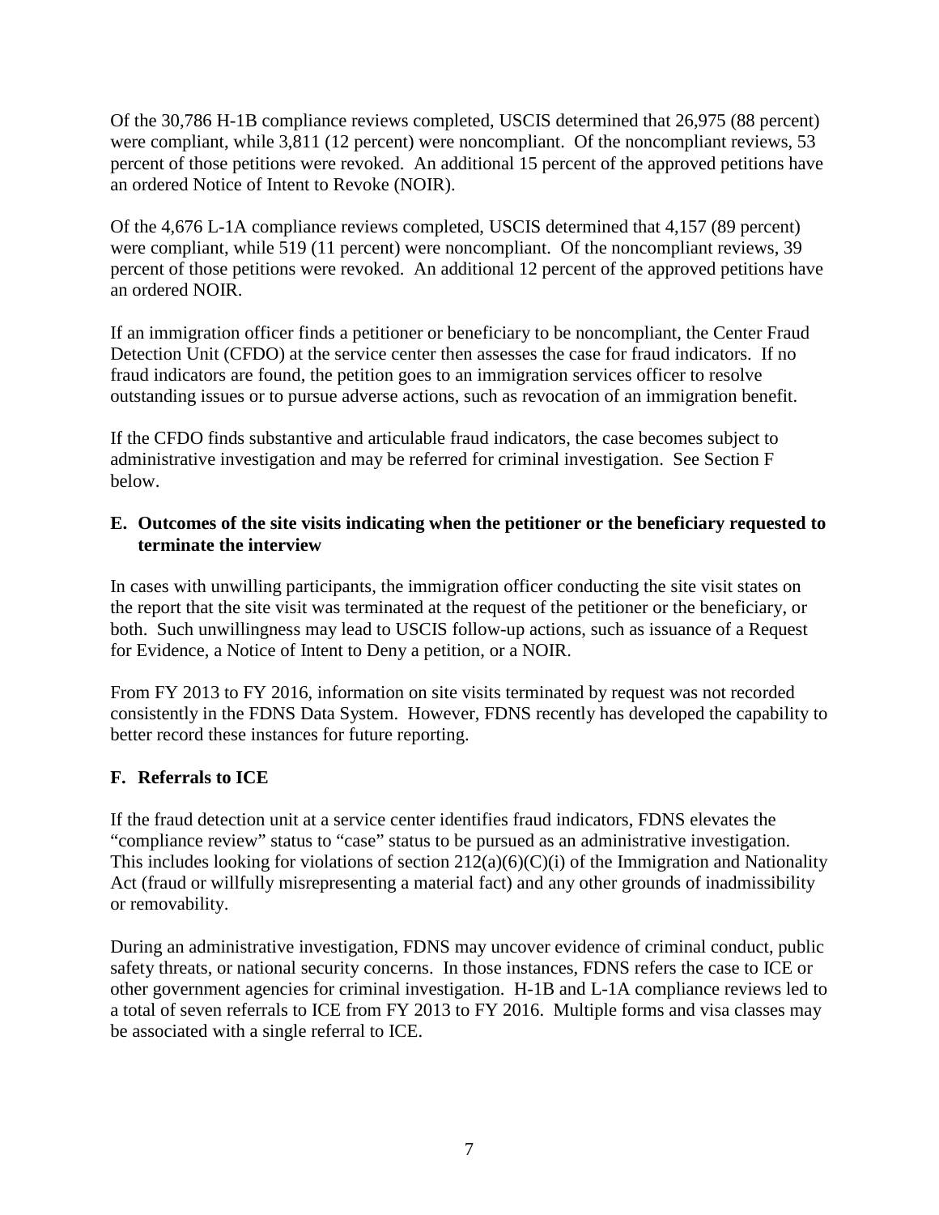Of the 30,786 H-1B compliance reviews completed, USCIS determined that 26,975 (88 percent) were compliant, while 3,811 (12 percent) were noncompliant. Of the noncompliant reviews, 53 percent of those petitions were revoked. An additional 15 percent of the approved petitions have an ordered Notice of Intent to Revoke (NOIR).

Of the 4,676 L-1A compliance reviews completed, USCIS determined that 4,157 (89 percent) were compliant, while 519 (11 percent) were noncompliant. Of the noncompliant reviews, 39 percent of those petitions were revoked. An additional 12 percent of the approved petitions have an ordered NOIR.

If an immigration officer finds a petitioner or beneficiary to be noncompliant, the Center Fraud Detection Unit (CFDO) at the service center then assesses the case for fraud indicators. If no fraud indicators are found, the petition goes to an immigration services officer to resolve outstanding issues or to pursue adverse actions, such as revocation of an immigration benefit.

If the CFDO finds substantive and articulable fraud indicators, the case becomes subject to administrative investigation and may be referred for criminal investigation. See Section F below.

### E. Outcomes of the site visits indicating when the petitioner or the beneficiary requested to terminate the interview

In cases with unwilling participants, the immigration officer conducting the site visit states on the report that the site visit was terminated at the request of the petitioner or the beneficiary, or both. Such unwillingness may lead to USCIS follow-up actions, such as issuance of a Request for Evidence, a Notice of Intent to Deny a petition, or a NOIR.

From FY 2013 to FY 2016, information on site visits terminated by request was not recorded consistently in the FDNS Data System. However, FDNS recently has developed the capability to better record these instances for future reporting.

### F. Referrals to ICE

If the fraud detection unit at a service center identifies fraud indicators, FDNS elevates the "compliance review" status to "case" status to be pursued as an administrative investigation. This includes looking for violations of section 212(a)(6)(C)(i) of the Immigration and Nationality Act (fraud or willfully misrepresenting a material fact) and any other grounds of inadmissibility or removability.

During an administrative investigation, FDNS may uncover evidence of criminal conduct, public safety threats, or national security concerns. In those instances, FDNS refers the case to ICE or other government agencies for criminal investigation. H-1B and L-1A compliance reviews led to a total of seven referrals to ICE from FY 2013 to FY 2016. Multiple forms and visa classes may be associated with a single referral to ICE.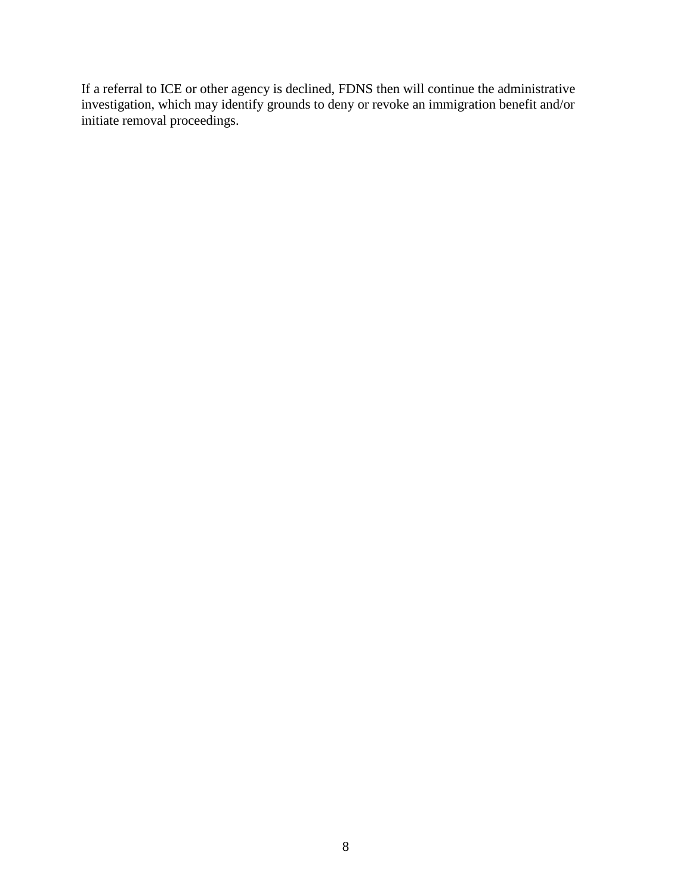If a referral to ICE or other agency is declined, FDNS then will continue the administrative investigation, which may identify grounds to deny or revoke an immigration benefit and/or initiate removal proceedings.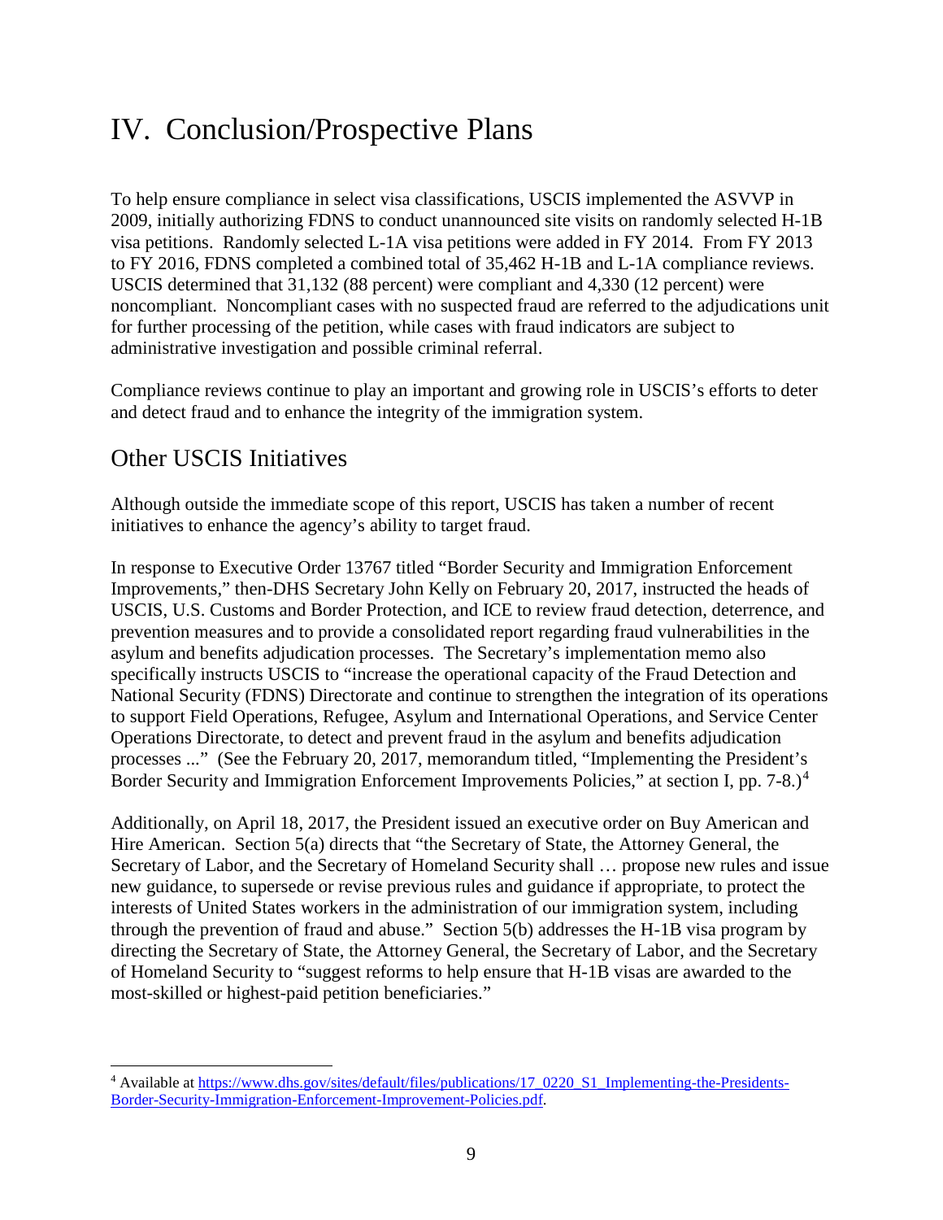# IV. Conclusion/Prospective Plans

To help ensure compliance in select visa classifications, USCIS implemented the ASVVP in 2009, initially authorizing FDNS to conduct unannounced site visits on randomly selected H-1B visa petitions. Randomly selected L-1A visa petitions were added in FY 2014. From FY 2013 to FY 2016, FDNS completed a combined total of 35,462 H-1B and L-1A compliance reviews. USCIS determined that 31,132 (88 percent) were compliant and 4,330 (12 percent) were noncompliant. Noncompliant cases with no suspected fraud are referred to the adjudications unit for further processing of the petition, while cases with fraud indicators are subject to administrative investigation and possible criminal referral.

Compliance reviews continue to play an important and growing role in USCIS's efforts to deter and detect fraud and to enhance the integrity of the immigration system.

## Other USCIS Initiatives

Although outside the immediate scope of this report, USCIS has taken a number of recent initiatives to enhance the agency's ability to target fraud.

In response to Executive Order 13767 titled "Border Security and Immigration Enforcement Improvements," then-DHS Secretary John Kelly on February 20, 2017, instructed the heads of USCIS, U.S. Customs and Border Protection, and ICE to review fraud detection, deterrence, and prevention measures and to provide a consolidated report regarding fraud vulnerabilities in the asylum and benefits adjudication processes. The Secretary's implementation memo also specifically instructs USCIS to "increase the operational capacity of the Fraud Detection and National Security (FDNS) Directorate and continue to strengthen the integration of its operations to support Field Operations, Refugee, Asylum and International Operations, and Service Center Operations Directorate, to detect and prevent fraud in the asylum and benefits adjudication processes ..." (See the February 20, 2017, memorandum titled, "Implementing the President's Border Security and Immigration Enforcement Improvements Policies," at section I, pp. 7-8.)[4]

Additionally, on April 18, 2017, the President issued an executive order on Buy American and Hire American. Section 5(a) directs that "the Secretary of State, the Attorney General, the Secretary of Labor, and the Secretary of Homeland Security shall … propose new rules and issue new guidance, to supersede or revise previous rules and guidance if appropriate, to protect the interests of United States workers in the administration of our immigration system, including through the prevention of fraud and abuse." Section 5(b) addresses the H-1B visa program by directing the Secretary of State, the Attorney General, the Secretary of Labor, and the Secretary of Homeland Security to "suggest reforms to help ensure that H-1B visas are awarded to the most-skilled or highest-paid petition beneficiaries."

[4] Available at https://www.dhs.gov/sites/default/files/publications/17_0220_S1_Implementing-the-Presidents-Border-Security-Immigration-Enforcement-Improvement-Policies.pdf.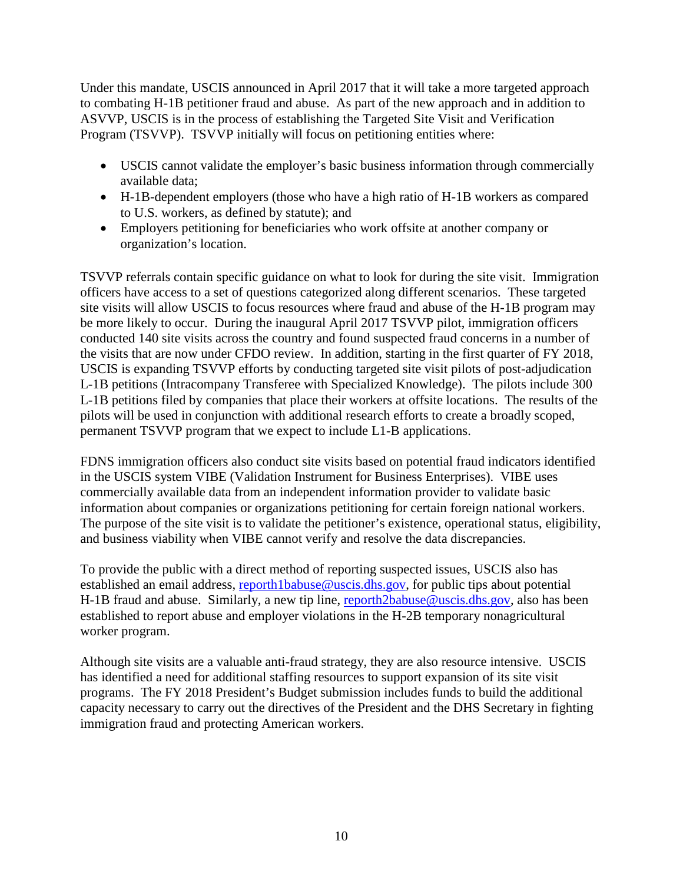Under this mandate, USCIS announced in April 2017 that it will take a more targeted approach to combating H-1B petitioner fraud and abuse. As part of the new approach and in addition to ASVVP, USCIS is in the process of establishing the Targeted Site Visit and Verification Program (TSVVP). TSVVP initially will focus on petitioning entities where:

- USCIS cannot validate the employer's basic business information through commercially available data;
- H-1B-dependent employers (those who have a high ratio of H-1B workers as compared to U.S. workers, as defined by statute); and
- Employers petitioning for beneficiaries who work offsite at another company or organization's location.

TSVVP referrals contain specific guidance on what to look for during the site visit. Immigration officers have access to a set of questions categorized along different scenarios. These targeted site visits will allow USCIS to focus resources where fraud and abuse of the H-1B program may be more likely to occur. During the inaugural April 2017 TSVVP pilot, immigration officers conducted 140 site visits across the country and found suspected fraud concerns in a number of the visits that are now under CFDO review. In addition, starting in the first quarter of FY 2018, USCIS is expanding TSVVP efforts by conducting targeted site visit pilots of post-adjudication L-1B petitions (Intracompany Transferee with Specialized Knowledge). The pilots include 300 L-1B petitions filed by companies that place their workers at offsite locations. The results of the pilots will be used in conjunction with additional research efforts to create a broadly scoped, permanent TSVVP program that we expect to include L1-B applications.

FDNS immigration officers also conduct site visits based on potential fraud indicators identified in the USCIS system VIBE (Validation Instrument for Business Enterprises). VIBE uses commercially available data from an independent information provider to validate basic information about companies or organizations petitioning for certain foreign national workers. The purpose of the site visit is to validate the petitioner's existence, operational status, eligibility, and business viability when VIBE cannot verify and resolve the data discrepancies.

To provide the public with a direct method of reporting suspected issues, USCIS also has established an email address, reporth1babuse@uscis.dhs.gov, for public tips about potential H-1B fraud and abuse. Similarly, a new tip line, reporth2babuse@uscis.dhs.gov, also has been established to report abuse and employer violations in the H-2B temporary nonagricultural worker program.

Although site visits are a valuable anti-fraud strategy, they are also resource intensive. USCIS has identified a need for additional staffing resources to support expansion of its site visit programs. The FY 2018 President's Budget submission includes funds to build the additional capacity necessary to carry out the directives of the President and the DHS Secretary in fighting immigration fraud and protecting American workers.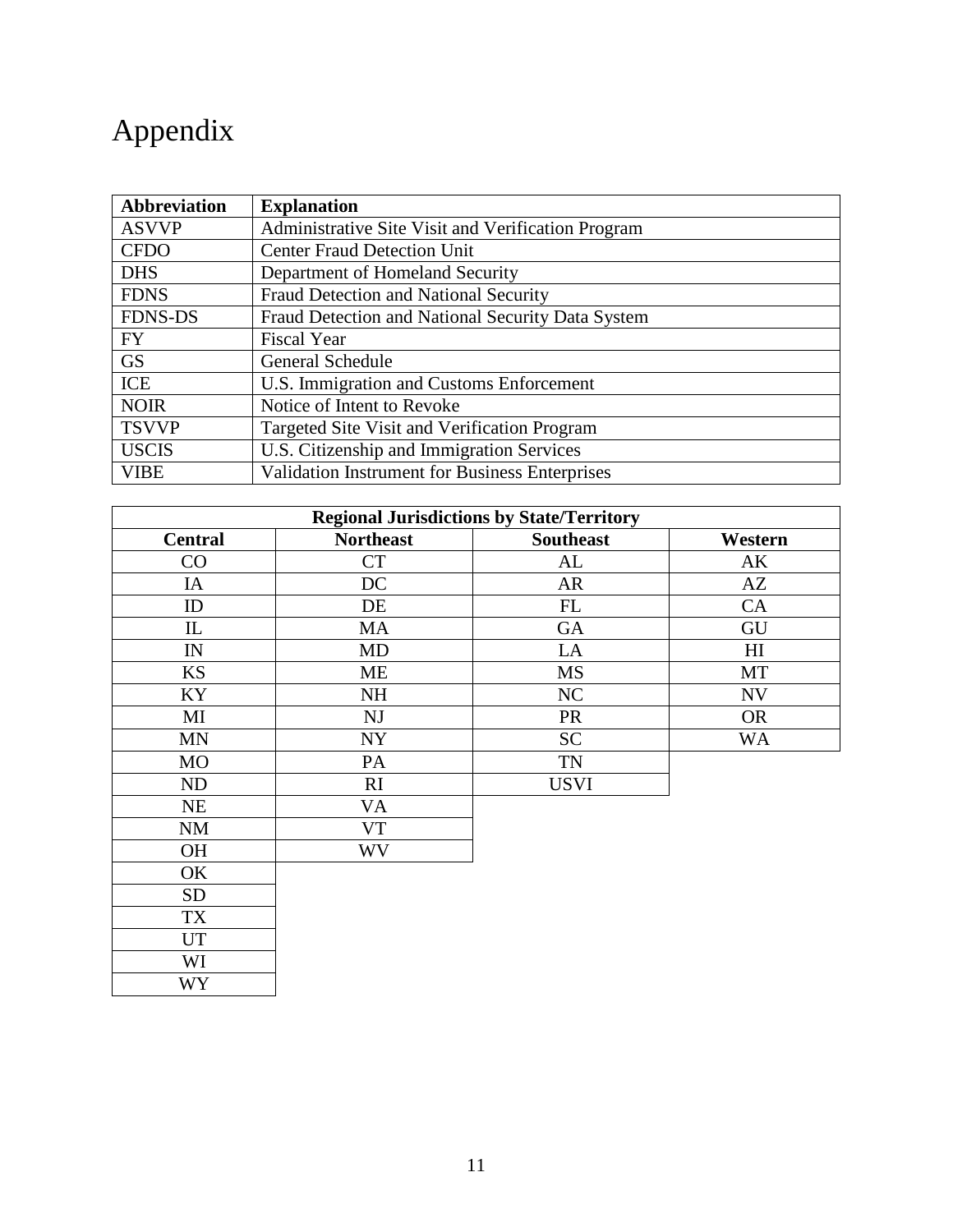# Appendix

| Abbreviation | Explanation |
|---|---|
| ASVVP | Administrative Site Visit and Verification Program |
| CFDO | Center Fraud Detection Unit |
| DHS | Department of Homeland Security |
| FDNS | Fraud Detection and National Security |
| FDNS-DS | Fraud Detection and National Security Data System |
| FY | Fiscal Year |
| GS | General Schedule |
| ICE | U.S. Immigration and Customs Enforcement |
| NOIR | Notice of Intent to Revoke |
| TSVVP | Targeted Site Visit and Verification Program |
| USCIS | U.S. Citizenship and Immigration Services |
| VIBE | Validation Instrument for Business Enterprises |

| Regional Jurisdictions by State/Territory | | | |
|---|---|---|---|
| **Central** | **Northeast** | **Southeast** | **Western** |
| CO | CT | AL | AK |
| IA | DC | AR | AZ |
| ID | DE | FL | CA |
| IL | MA | GA | GU |
| IN | MD | LA | HI |
| KS | ME | MS | MT |
| KY | NH | NC | NV |
| MI | NJ | PR | OR |
| MN | NY | SC | WA |
| MO | PA | TN | |
| ND | RI | USVI | |
| NE | VA | | |
| NM | VT | | |
| OH | WV | | |
| OK | | | |
| SD | | | |
| TX | | | |
| UT | | | |
| WI | | | |
| WY | | | |